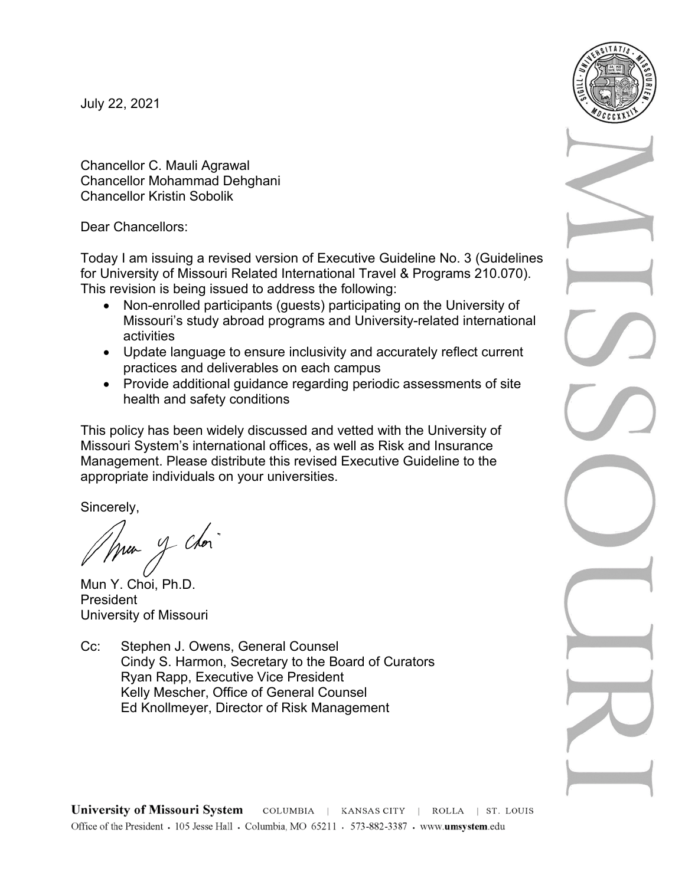July 22, 2021

Chancellor C. Mauli Agrawal
Chancellor Mohammad Dehghani
Chancellor Kristin Sobolik

Dear Chancellors:

Today I am issuing a revised version of Executive Guideline No. 3 (Guidelines for University of Missouri Related International Travel & Programs 210.070). This revision is being issued to address the following:

- Non-enrolled participants (guests) participating on the University of Missouri's study abroad programs and University-related international activities
- Update language to ensure inclusivity and accurately reflect current practices and deliverables on each campus
- Provide additional guidance regarding periodic assessments of site health and safety conditions

This policy has been widely discussed and vetted with the University of Missouri System's international offices, as well as Risk and Insurance Management. Please distribute this revised Executive Guideline to the appropriate individuals on your universities.

Sincerely,

Mun Y. Choi, Ph.D.
President
University of Missouri

Cc: Stephen J. Owens, General Counsel
Cindy S. Harmon, Secretary to the Board of Curators
Ryan Rapp, Executive Vice President
Kelly Mescher, Office of General Counsel
Ed Knollmeyer, Director of Risk Management

**University of Missouri System** COLUMBIA | KANSAS CITY | ROLLA | ST. LOUIS
Office of the President • 105 Jesse Hall • Columbia, MO 65211 • 573-882-3387 • www.umsystem.edu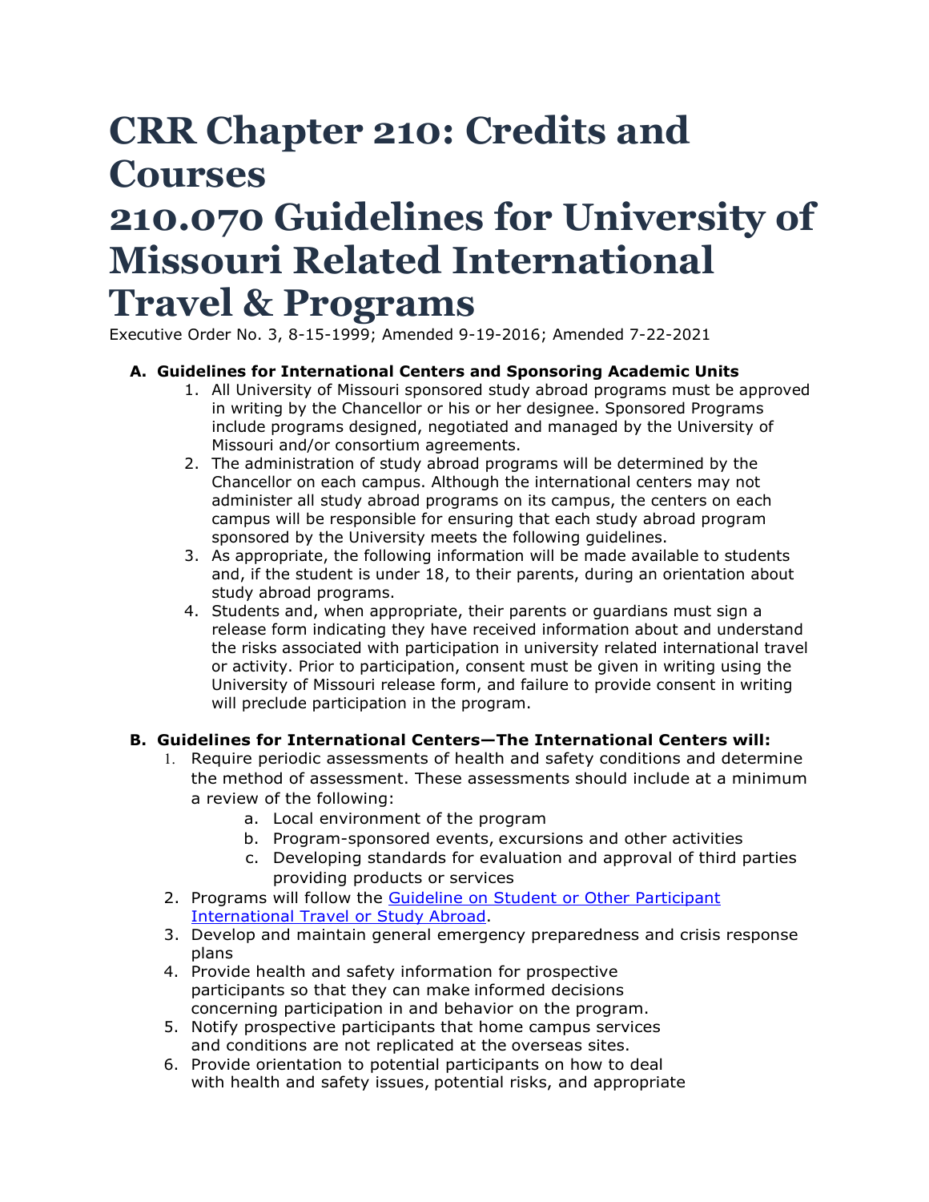// CRR Chapter 210: Credits and Courses

# CRR Chapter 210: Credits and Courses

# 210.070 Guidelines for University of Missouri Related International Travel & Programs

Executive Order No. 3, 8-15-1999; Amended 9-19-2016; Amended 7-22-2021

**A. Guidelines for International Centers and Sponsoring Academic Units**

1. All University of Missouri sponsored study abroad programs must be approved in writing by the Chancellor or his or her designee. Sponsored Programs include programs designed, negotiated and managed by the University of Missouri and/or consortium agreements.
2. The administration of study abroad programs will be determined by the Chancellor on each campus. Although the international centers may not administer all study abroad programs on its campus, the centers on each campus will be responsible for ensuring that each study abroad program sponsored by the University meets the following guidelines.
3. As appropriate, the following information will be made available to students and, if the student is under 18, to their parents, during an orientation about study abroad programs.
4. Students and, when appropriate, their parents or guardians must sign a release form indicating they have received information about and understand the risks associated with participation in university related international travel or activity. Prior to participation, consent must be given in writing using the University of Missouri release form, and failure to provide consent in writing will preclude participation in the program.

**B. Guidelines for International Centers—The International Centers will:**

1. Require periodic assessments of health and safety conditions and determine the method of assessment. These assessments should include at a minimum a review of the following:
   a. Local environment of the program
   b. Program-sponsored events, excursions and other activities
   c. Developing standards for evaluation and approval of third parties providing products or services
2. Programs will follow the [Guideline on Student or Other Participant International Travel or Study Abroad](#).
3. Develop and maintain general emergency preparedness and crisis response plans
4. Provide health and safety information for prospective participants so that they can make informed decisions concerning participation in and behavior on the program.
5. Notify prospective participants that home campus services and conditions are not replicated at the overseas sites.
6. Provide orientation to potential participants on how to deal with health and safety issues, potential risks, and appropriate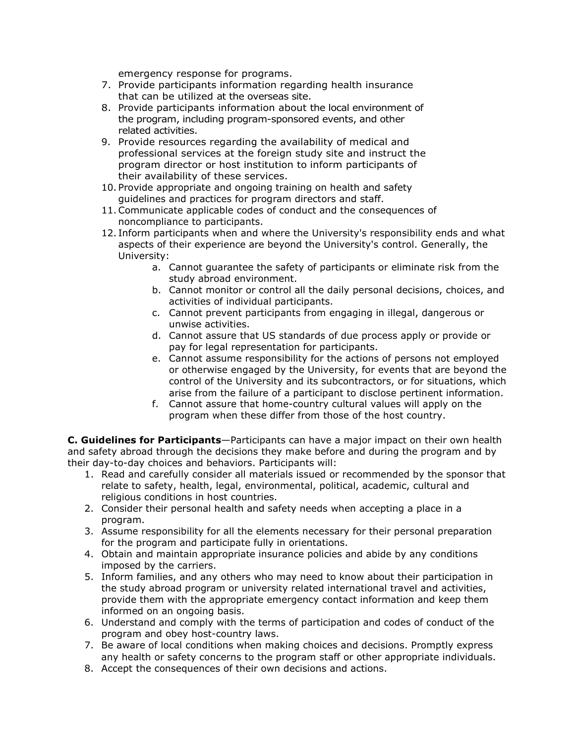emergency response for programs.

7. Provide participants information regarding health insurance that can be utilized at the overseas site.
8. Provide participants information about the local environment of the program, including program-sponsored events, and other related activities.
9. Provide resources regarding the availability of medical and professional services at the foreign study site and instruct the program director or host institution to inform participants of their availability of these services.
10. Provide appropriate and ongoing training on health and safety guidelines and practices for program directors and staff.
11. Communicate applicable codes of conduct and the consequences of noncompliance to participants.
12. Inform participants when and where the University's responsibility ends and what aspects of their experience are beyond the University's control. Generally, the University:
    a. Cannot guarantee the safety of participants or eliminate risk from the study abroad environment.
    b. Cannot monitor or control all the daily personal decisions, choices, and activities of individual participants.
    c. Cannot prevent participants from engaging in illegal, dangerous or unwise activities.
    d. Cannot assure that US standards of due process apply or provide or pay for legal representation for participants.
    e. Cannot assume responsibility for the actions of persons not employed or otherwise engaged by the University, for events that are beyond the control of the University and its subcontractors, or for situations, which arise from the failure of a participant to disclose pertinent information.
    f. Cannot assure that home-country cultural values will apply on the program when these differ from those of the host country.

**C. Guidelines for Participants**—Participants can have a major impact on their own health and safety abroad through the decisions they make before and during the program and by their day-to-day choices and behaviors. Participants will:

1. Read and carefully consider all materials issued or recommended by the sponsor that relate to safety, health, legal, environmental, political, academic, cultural and religious conditions in host countries.
2. Consider their personal health and safety needs when accepting a place in a program.
3. Assume responsibility for all the elements necessary for their personal preparation for the program and participate fully in orientations.
4. Obtain and maintain appropriate insurance policies and abide by any conditions imposed by the carriers.
5. Inform families, and any others who may need to know about their participation in the study abroad program or university related international travel and activities, provide them with the appropriate emergency contact information and keep them informed on an ongoing basis.
6. Understand and comply with the terms of participation and codes of conduct of the program and obey host-country laws.
7. Be aware of local conditions when making choices and decisions. Promptly express any health or safety concerns to the program staff or other appropriate individuals.
8. Accept the consequences of their own decisions and actions.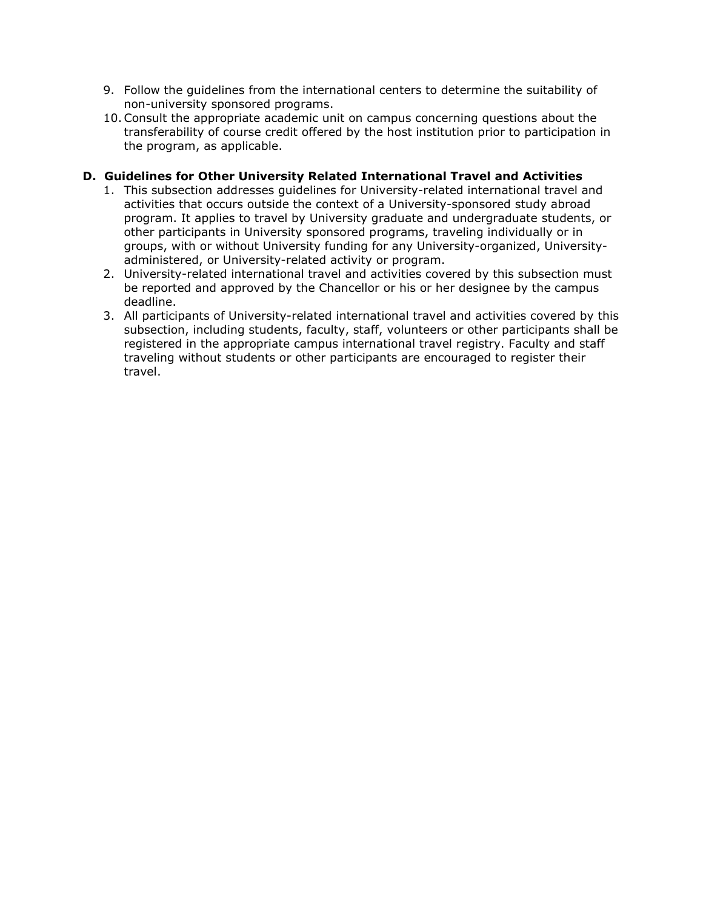9. Follow the guidelines from the international centers to determine the suitability of non-university sponsored programs.
10. Consult the appropriate academic unit on campus concerning questions about the transferability of course credit offered by the host institution prior to participation in the program, as applicable.

**D. Guidelines for Other University Related International Travel and Activities**

1. This subsection addresses guidelines for University-related international travel and activities that occurs outside the context of a University-sponsored study abroad program. It applies to travel by University graduate and undergraduate students, or other participants in University sponsored programs, traveling individually or in groups, with or without University funding for any University-organized, University-administered, or University-related activity or program.
2. University-related international travel and activities covered by this subsection must be reported and approved by the Chancellor or his or her designee by the campus deadline.
3. All participants of University-related international travel and activities covered by this subsection, including students, faculty, staff, volunteers or other participants shall be registered in the appropriate campus international travel registry. Faculty and staff traveling without students or other participants are encouraged to register their travel.